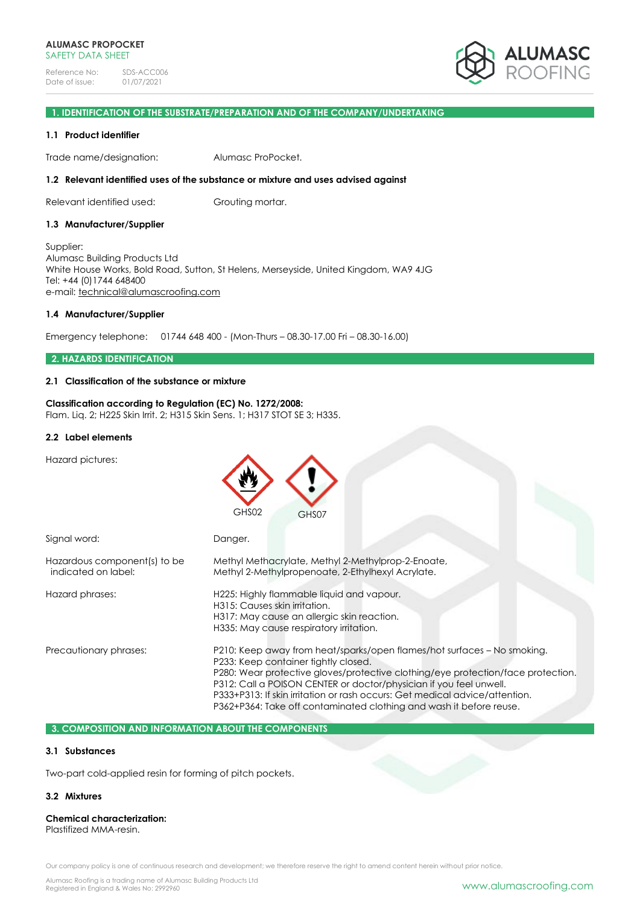**ALUMASC PROPOCKET**
SAFETY DATA SHEET

Reference No: SDS-ACC006
Date of issue: 01/07/2021

## 1. IDENTIFICATION OF THE SUBSTRATE/PREPARATION AND OF THE COMPANY/UNDERTAKING

### 1.1 Product identifier

Trade name/designation: Alumasc ProPocket.

### 1.2 Relevant identified uses of the substance or mixture and uses advised against

Relevant identified used: Grouting mortar.

### 1.3 Manufacturer/Supplier

Supplier:
Alumasc Building Products Ltd
White House Works, Bold Road, Sutton, St Helens, Merseyside, United Kingdom, WA9 4JG
Tel: +44 (0)1744 648400
e-mail: technical@alumascroofing.com

### 1.4 Manufacturer/Supplier

Emergency telephone: 01744 648 400 - (Mon-Thurs – 08.30-17.00 Fri – 08.30-16.00)

## 2. HAZARDS IDENTIFICATION

### 2.1 Classification of the substance or mixture

**Classification according to Regulation (EC) No. 1272/2008:**
Flam. Liq. 2; H225 Skin Irrit. 2; H315 Skin Sens. 1; H317 STOT SE 3; H335.

### 2.2 Label elements

Hazard pictures: GHS02 GHS07

Signal word: Danger.

Hazardous component(s) to be indicated on label: Methyl Methacrylate, Methyl 2-Methylprop-2-Enoate, Methyl 2-Methylpropenoate, 2-Ethylhexyl Acrylate.

Hazard phrases:
H225: Highly flammable liquid and vapour.
H315: Causes skin irritation.
H317: May cause an allergic skin reaction.
H335: May cause respiratory irritation.

Precautionary phrases:
P210: Keep away from heat/sparks/open flames/hot surfaces – No smoking.
P233: Keep container tightly closed.
P280: Wear protective gloves/protective clothing/eye protection/face protection.
P312: Call a POISON CENTER or doctor/physician if you feel unwell.
P333+P313: If skin irritation or rash occurs: Get medical advice/attention.
P362+P364: Take off contaminated clothing and wash it before reuse.

## 3. COMPOSITION AND INFORMATION ABOUT THE COMPONENTS

### 3.1 Substances

Two-part cold-applied resin for forming of pitch pockets.

### 3.2 Mixtures

**Chemical characterization:**
Plastified MMA-resin.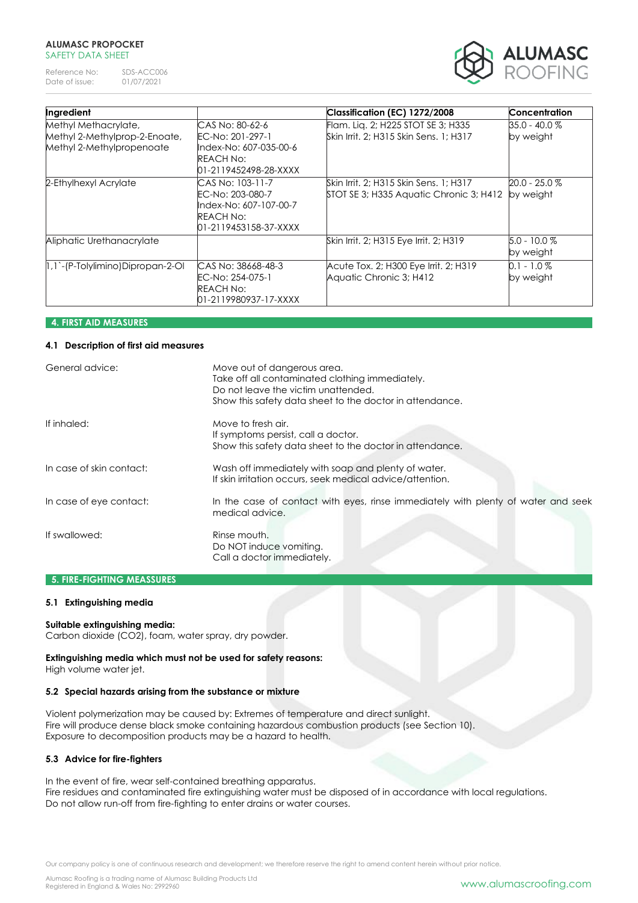| Ingredient | | Classification (EC) 1272/2008 | Concentration |
|---|---|---|---|
| Methyl Methacrylate, Methyl 2-Methylprop-2-Enoate, Methyl 2-Methylpropenoate | CAS No: 80-62-6 EC-No: 201-297-1 Index-No: 607-035-00-6 REACH No: 01-2119452498-28-XXXX | Flam. Liq. 2; H225 STOT SE 3; H335 Skin Irrit. 2; H315 Skin Sens. 1; H317 | 35.0 - 40.0 % by weight |
| 2-Ethylhexyl Acrylate | CAS No: 103-11-7 EC-No: 203-080-7 Index-No: 607-107-00-7 REACH No: 01-2119453158-37-XXXX | Skin Irrit. 2; H315 Skin Sens. 1; H317 STOT SE 3; H335 Aquatic Chronic 3; H412 | 20.0 - 25.0 % by weight |
| Aliphatic Urethanacrylate | | Skin Irrit. 2; H315 Eye Irrit. 2; H319 | 5.0 - 10.0 % by weight |
| 1,1`-(P-Tolylimino)Dipropan-2-Ol | CAS No: 38668-48-3 EC-No: 254-075-1 REACH No: 01-2119980937-17-XXXX | Acute Tox. 2; H300 Eye Irrit. 2; H319 Aquatic Chronic 3; H412 | 0.1 - 1.0 % by weight |

## 4. FIRST AID MEASURES

### 4.1 Description of first aid measures

**General advice:**
Move out of dangerous area.
Take off all contaminated clothing immediately.
Do not leave the victim unattended.
Show this safety data sheet to the doctor in attendance.

**If inhaled:**
Move to fresh air.
If symptoms persist, call a doctor.
Show this safety data sheet to the doctor in attendance.

**In case of skin contact:**
Wash off immediately with soap and plenty of water.
If skin irritation occurs, seek medical advice/attention.

**In case of eye contact:**
In the case of contact with eyes, rinse immediately with plenty of water and seek medical advice.

**If swallowed:**
Rinse mouth.
Do NOT induce vomiting.
Call a doctor immediately.

## 5. FIRE-FIGHTING MEASSURES

### 5.1 Extinguishing media

**Suitable extinguishing media:**
Carbon dioxide ($CO_2$), foam, water spray, dry powder.

**Extinguishing media which must not be used for safety reasons:**
High volume water jet.

### 5.2 Special hazards arising from the substance or mixture

Violent polymerization may be caused by: Extremes of temperature and direct sunlight.
Fire will produce dense black smoke containing hazardous combustion products (see Section 10).
Exposure to decomposition products may be a hazard to health.

### 5.3 Advice for fire-fighters

In the event of fire, wear self-contained breathing apparatus.
Fire residues and contaminated fire extinguishing water must be disposed of in accordance with local regulations.
Do not allow run-off from fire-fighting to enter drains or water courses.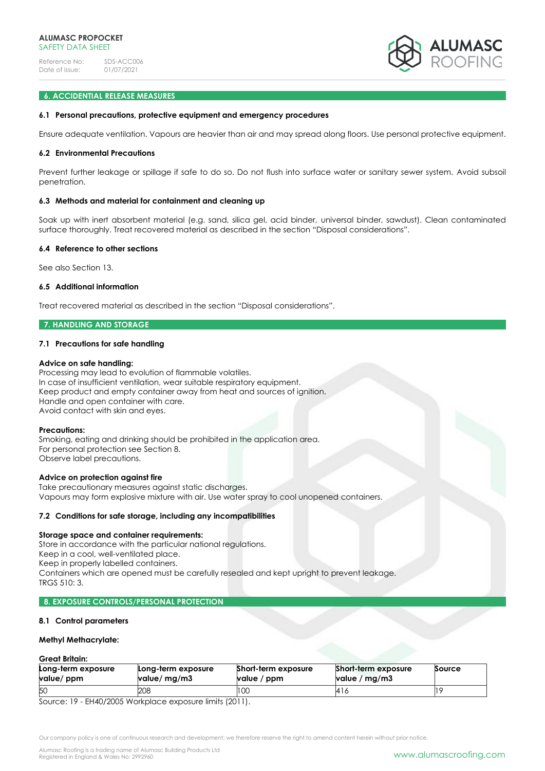## 6. ACCIDENTAL RELEASE MEASURES

### 6.1 Personal precautions, protective equipment and emergency procedures

Ensure adequate ventilation. Vapours are heavier than air and may spread along floors. Use personal protective equipment.

### 6.2 Environmental Precautions

Prevent further leakage or spillage if safe to do so. Do not flush into surface water or sanitary sewer system. Avoid subsoil penetration.

### 6.3 Methods and material for containment and cleaning up

Soak up with inert absorbent material (e.g. sand, silica gel, acid binder, universal binder, sawdust). Clean contaminated surface thoroughly. Treat recovered material as described in the section "Disposal considerations".

### 6.4 Reference to other sections

See also Section 13.

### 6.5 Additional information

Treat recovered material as described in the section "Disposal considerations".

## 7. HANDLING AND STORAGE

### 7.1 Precautions for safe handling

**Advice on safe handling:**
Processing may lead to evolution of flammable volatiles.
In case of insufficient ventilation, wear suitable respiratory equipment.
Keep product and empty container away from heat and sources of ignition.
Handle and open container with care.
Avoid contact with skin and eyes.

**Precautions:**
Smoking, eating and drinking should be prohibited in the application area.
For personal protection see Section 8.
Observe label precautions.

**Advice on protection against fire**
Take precautionary measures against static discharges.
Vapours may form explosive mixture with air. Use water spray to cool unopened containers.

### 7.2 Conditions for safe storage, including any incompatibilities

**Storage space and container requirements:**
Store in accordance with the particular national regulations.
Keep in a cool, well-ventilated place.
Keep in properly labelled containers.
Containers which are opened must be carefully resealed and kept upright to prevent leakage.
TRGS 510: 3.

## 8. EXPOSURE CONTROLS/PERSONAL PROTECTION

### 8.1 Control parameters

**Methyl Methacrylate:**

**Great Britain:**

| Long-term exposure value/ ppm | Long-term exposure value/ mg/m3 | Short-term exposure value / ppm | Short-term exposure value / mg/m3 | Source |
|---|---|---|---|---|
| 50 | 208 | 100 | 416 | 19 |

Source: 19 - EH40/2005 Workplace exposure limits (2011).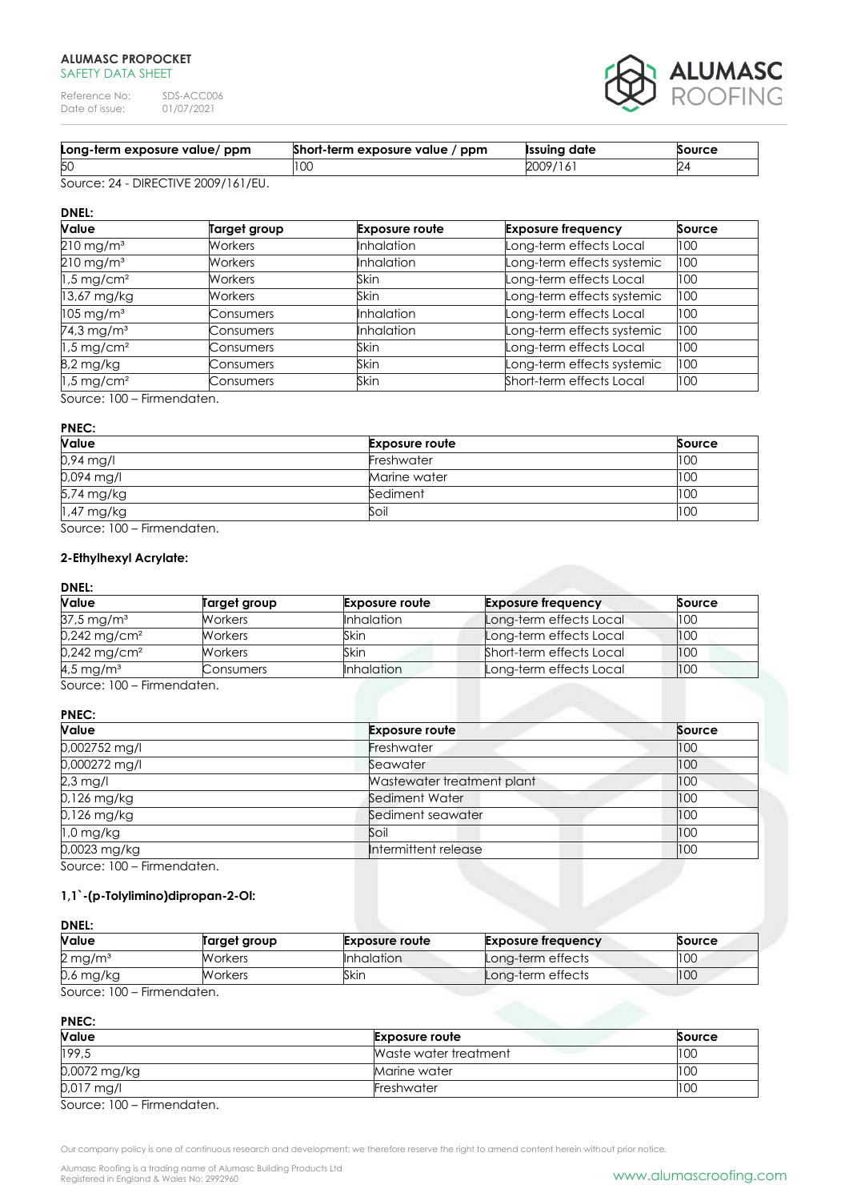| Long-term exposure value/ ppm | Short-term exposure value / ppm | Issuing date | Source |
|---|---|---|---|
| 50 | 100 | 2009/161 | 24 |

Source: 24 - DIRECTIVE 2009/161/EU.

**DNEL:**

| Value | Target group | Exposure route | Exposure frequency | Source |
|---|---|---|---|---|
| 210 mg/m³ | Workers | Inhalation | Long-term effects Local | 100 |
| 210 mg/m³ | Workers | Inhalation | Long-term effects systemic | 100 |
| 1,5 mg/cm² | Workers | Skin | Long-term effects Local | 100 |
| 13,67 mg/kg | Workers | Skin | Long-term effects systemic | 100 |
| 105 mg/m³ | Consumers | Inhalation | Long-term effects Local | 100 |
| 74,3 mg/m³ | Consumers | Inhalation | Long-term effects systemic | 100 |
| 1,5 mg/cm² | Consumers | Skin | Long-term effects Local | 100 |
| 8,2 mg/kg | Consumers | Skin | Long-term effects systemic | 100 |
| 1,5 mg/cm² | Consumers | Skin | Short-term effects Local | 100 |

Source: 100 – Firmendaten.

**PNEC:**

| Value | Exposure route | Source |
|---|---|---|
| 0,94 mg/l | Freshwater | 100 |
| 0,094 mg/l | Marine water | 100 |
| 5,74 mg/kg | Sediment | 100 |
| 1,47 mg/kg | Soil | 100 |

Source: 100 – Firmendaten.

**2-Ethylhexyl Acrylate:**

**DNEL:**

| Value | Target group | Exposure route | Exposure frequency | Source |
|---|---|---|---|---|
| 37,5 mg/m³ | Workers | Inhalation | Long-term effects Local | 100 |
| 0,242 mg/cm² | Workers | Skin | Long-term effects Local | 100 |
| 0,242 mg/cm² | Workers | Skin | Short-term effects Local | 100 |
| 4,5 mg/m³ | Consumers | Inhalation | Long-term effects Local | 100 |

Source: 100 – Firmendaten.

**PNEC:**

| Value | Exposure route | Source |
|---|---|---|
| 0,002752 mg/l | Freshwater | 100 |
| 0,000272 mg/l | Seawater | 100 |
| 2,3 mg/l | Wastewater treatment plant | 100 |
| 0,126 mg/kg | Sediment Water | 100 |
| 0,126 mg/kg | Sediment seawater | 100 |
| 1,0 mg/kg | Soil | 100 |
| 0,0023 mg/kg | Intermittent release | 100 |

Source: 100 – Firmendaten.

**1,1`-(p-Tolylimino)dipropan-2-Ol:**

**DNEL:**

| Value | Target group | Exposure route | Exposure frequency | Source |
|---|---|---|---|---|
| 2 mg/m³ | Workers | Inhalation | Long-term effects | 100 |
| 0,6 mg/kg | Workers | Skin | Long-term effects | 100 |

Source: 100 – Firmendaten.

**PNEC:**

| Value | Exposure route | Source |
|---|---|---|
| 199,5 | Waste water treatment | 100 |
| 0,0072 mg/kg | Marine water | 100 |
| 0,017 mg/l | Freshwater | 100 |

Source: 100 – Firmendaten.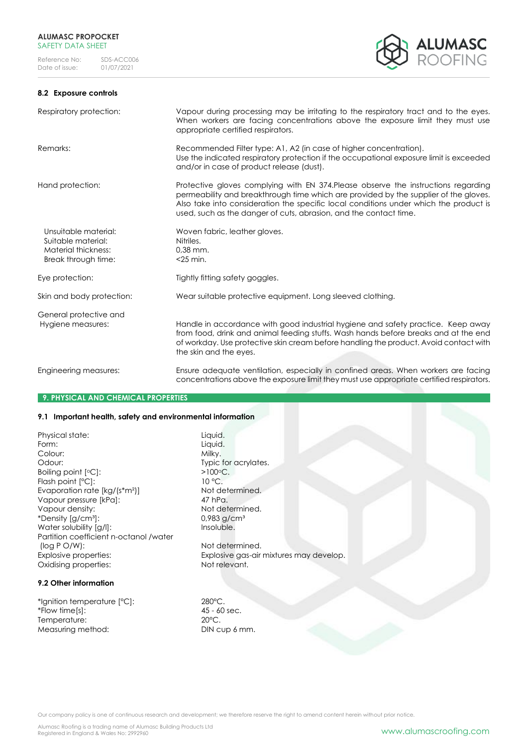### 8.2 Exposure controls

| | |
|---|---|
| Respiratory protection: | Vapour during processing may be irritating to the respiratory tract and to the eyes. When workers are facing concentrations above the exposure limit they must use appropriate certified respirators. |
| Remarks: | Recommended Filter type: A1, A2 (in case of higher concentration). Use the indicated respiratory protection if the occupational exposure limit is exceeded and/or in case of product release (dust). |
| Hand protection: | Protective gloves complying with EN 374.Please observe the instructions regarding permeability and breakthrough time which are provided by the supplier of the gloves. Also take into consideration the specific local conditions under which the product is used, such as the danger of cuts, abrasion, and the contact time. |
| Unsuitable material: | Woven fabric, leather gloves. |
| Suitable material: | Nitriles. |
| Material thickness: | 0,38 mm. |
| Break through time: | <25 min. |
| Eye protection: | Tightly fitting safety goggles. |
| Skin and body protection: | Wear suitable protective equipment. Long sleeved clothing. |
| General protective and Hygiene measures: | Handle in accordance with good industrial hygiene and safety practice. Keep away from food, drink and animal feeding stuffs. Wash hands before breaks and at the end of workday. Use protective skin cream before handling the product. Avoid contact with the skin and the eyes. |
| Engineering measures: | Ensure adequate ventilation, especially in confined areas. When workers are facing concentrations above the exposure limit they must use appropriate certified respirators. |

## 9. PHYSICAL AND CHEMICAL PROPERTIES

### 9.1 Important health, safety and environmental information

| | |
|---|---|
| Physical state: | Liquid. |
| Form: | Liquid. |
| Colour: | Milky. |
| Odour: | Typic for acrylates. |
| Boiling point [°C]: | >100°C. |
| Flash point [°C]: | 10 °C. |
| Evaporation rate [kg/(s*m²)] | Not determined. |
| Vapour pressure [kPa]: | 47 hPa. |
| Vapour density: | Not determined. |
| *Density [g/cm³]: | 0,983 g/cm³ |
| Water solubility [g/l]: | Insoluble. |
| Partition coefficient n-octanol /water (log P O/W): | Not determined. |
| Explosive properties: | Explosive gas-air mixtures may develop. |
| Oxidising properties: | Not relevant. |

### 9.2 Other information

| | |
|---|---|
| *Ignition temperature [°C]: | 280°C. |
| *Flow time[s]: | 45 - 60 sec. |
| Temperature: | 20°C. |
| Measuring method: | DIN cup 6 mm. |

Our company policy is one of continuous research and development; we therefore reserve the right to amend content herein without prior notice.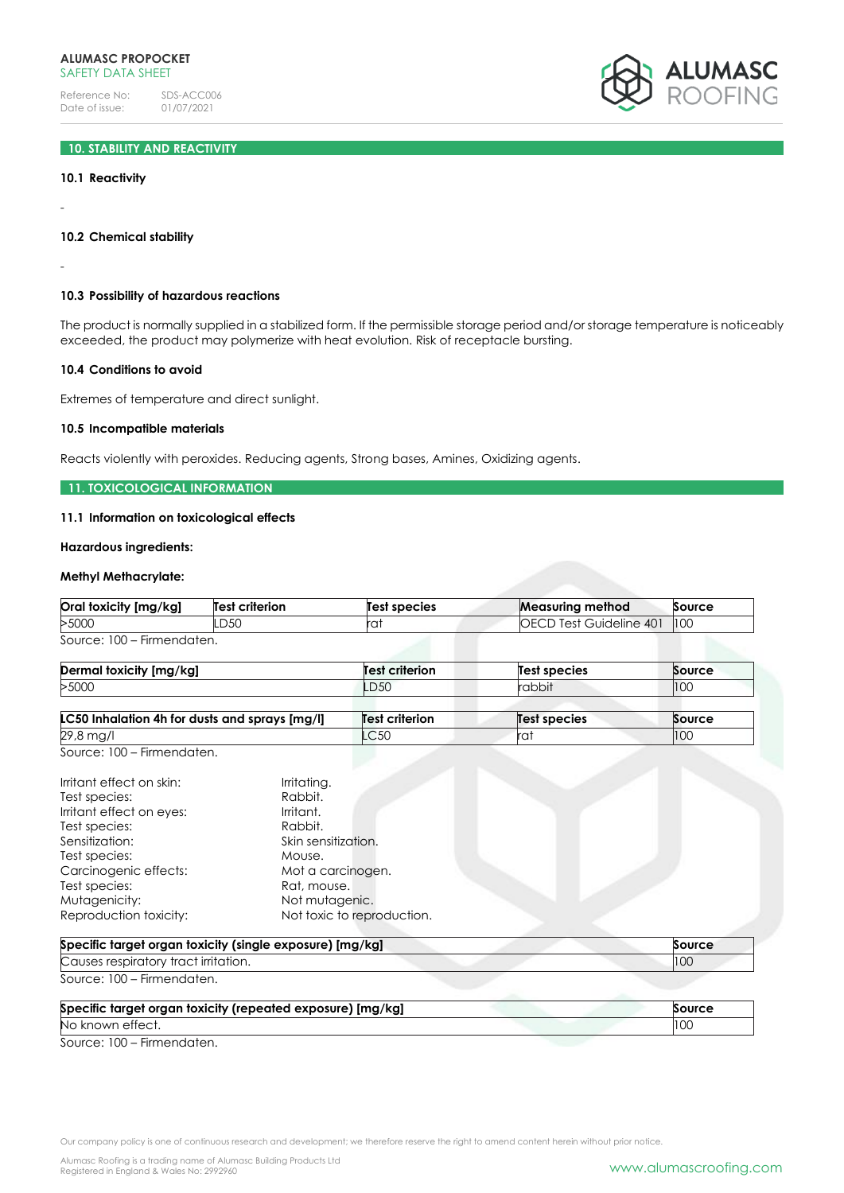## 10. STABILITY AND REACTIVITY

### 10.1 Reactivity

-

### 10.2 Chemical stability

-

### 10.3 Possibility of hazardous reactions

The product is normally supplied in a stabilized form. If the permissible storage period and/or storage temperature is noticeably exceeded, the product may polymerize with heat evolution. Risk of receptacle bursting.

### 10.4 Conditions to avoid

Extremes of temperature and direct sunlight.

### 10.5 Incompatible materials

Reacts violently with peroxides. Reducing agents, Strong bases, Amines, Oxidizing agents.

## 11. TOXICOLOGICAL INFORMATION

### 11.1 Information on toxicological effects

**Hazardous ingredients:**

**Methyl Methacrylate:**

| Oral toxicity [mg/kg] | Test criterion | Test species | Measuring method | Source |
|---|---|---|---|---|
| >5000 | LD50 | rat | OECD Test Guideline 401 | 100 |

Source: 100 – Firmendaten.

| Dermal toxicity [mg/kg] | Test criterion | Test species | Source |
|---|---|---|---|
| >5000 | LD50 | rabbit | 100 |

| LC50 Inhalation 4h for dusts and sprays [mg/l] | Test criterion | Test species | Source |
|---|---|---|---|
| 29,8 mg/l | LC50 | rat | 100 |

Source: 100 – Firmendaten.

Irritant effect on skin: Irritating.
Test species: Rabbit.
Irritant effect on eyes: Irritant.
Test species: Rabbit.
Sensitization: Skin sensitization.
Test species: Mouse.
Carcinogenic effects: Mot a carcinogen.
Test species: Rat, mouse.
Mutagenicity: Not mutagenic.
Reproduction toxicity: Not toxic to reproduction.

| Specific target organ toxicity (single exposure) [mg/kg] | Source |
|---|---|
| Causes respiratory tract irritation. | 100 |

Source: 100 – Firmendaten.

| Specific target organ toxicity (repeated exposure) [mg/kg] | Source |
|---|---|
| No known effect. | 100 |

Source: 100 – Firmendaten.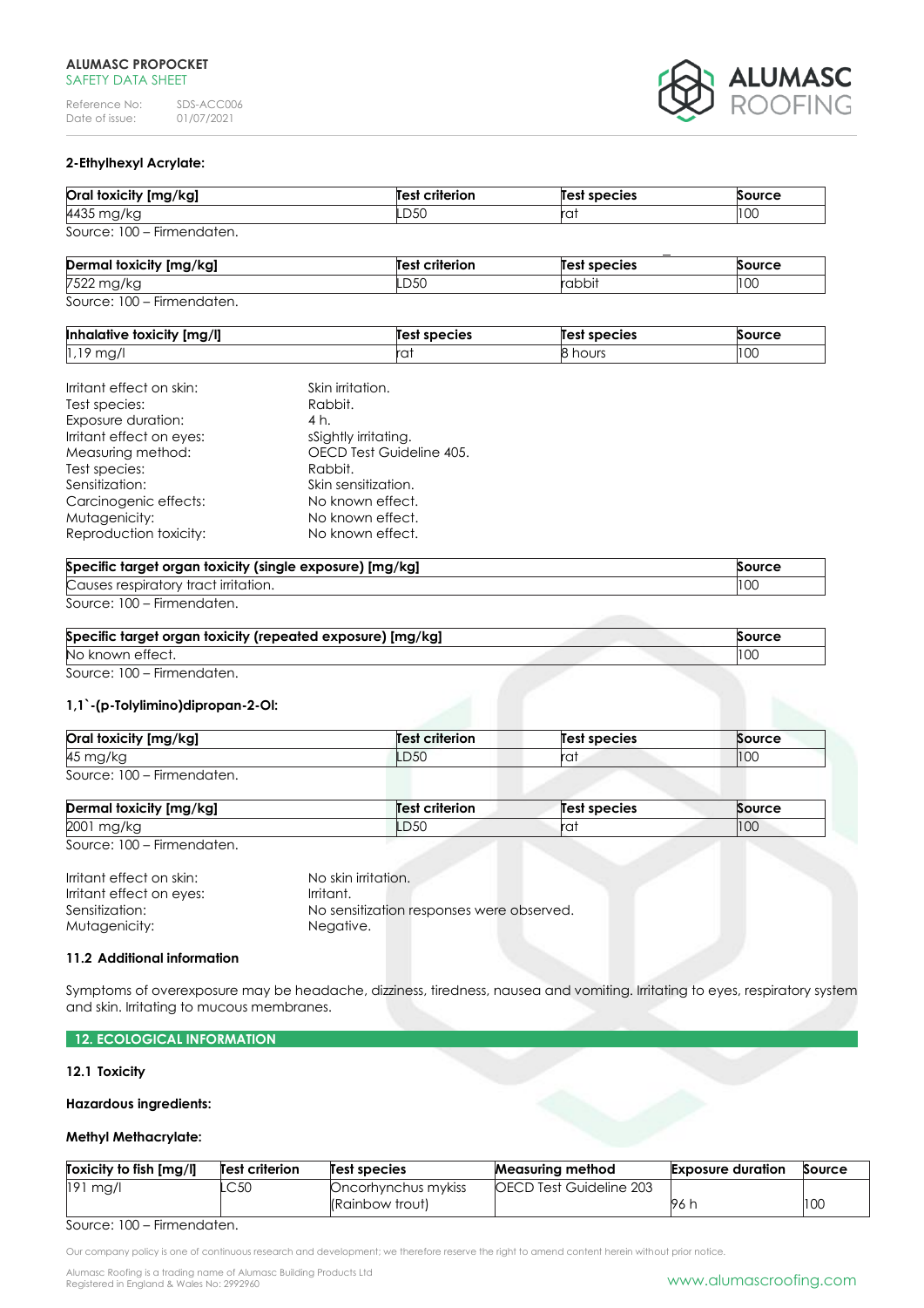**2-Ethylhexyl Acrylate:**

| Oral toxicity [mg/kg] | Test criterion | Test species | Source |
|---|---|---|---|
| 4435 mg/kg | LD50 | rat | 100 |

Source: 100 – Firmendaten.

| Dermal toxicity [mg/kg] | Test criterion | Test species | Source |
|---|---|---|---|
| 7522 mg/kg | LD50 | rabbit | 100 |

Source: 100 – Firmendaten.

| Inhalative toxicity [mg/l] | Test species | Test species | Source |
|---|---|---|---|
| 1,19 mg/l | rat | 8 hours | 100 |

Irritant effect on skin: Skin irritation.
Test species: Rabbit.
Exposure duration: 4 h.
Irritant effect on eyes: sSightly irritating.
Measuring method: OECD Test Guideline 405.
Test species: Rabbit.
Sensitization: Skin sensitization.
Carcinogenic effects: No known effect.
Mutagenicity: No known effect.
Reproduction toxicity: No known effect.

| Specific target organ toxicity (single exposure) [mg/kg] | Source |
|---|---|
| Causes respiratory tract irritation. | 100 |

Source: 100 – Firmendaten.

| Specific target organ toxicity (repeated exposure) [mg/kg] | Source |
|---|---|
| No known effect. | 100 |

Source: 100 – Firmendaten.

**1,1`-(p-Tolylimino)dipropan-2-Ol:**

| Oral toxicity [mg/kg] | Test criterion | Test species | Source |
|---|---|---|---|
| 45 mg/kg | LD50 | rat | 100 |

Source: 100 – Firmendaten.

| Dermal toxicity [mg/kg] | Test criterion | Test species | Source |
|---|---|---|---|
| 2001 mg/kg | LD50 | rat | 100 |

Source: 100 – Firmendaten.

Irritant effect on skin: No skin irritation.
Irritant effect on eyes: Irritant.
Sensitization: No sensitization responses were observed.
Mutagenicity: Negative.

### 11.2 Additional information

Symptoms of overexposure may be headache, dizziness, tiredness, nausea and vomiting. Irritating to eyes, respiratory system and skin. Irritating to mucous membranes.

## 12. ECOLOGICAL INFORMATION

### 12.1 Toxicity

**Hazardous ingredients:**

**Methyl Methacrylate:**

| Toxicity to fish [mg/l] | Test criterion | Test species | Measuring method | Exposure duration | Source |
|---|---|---|---|---|---|
| 191 mg/l | LC50 | Oncorhynchus mykiss (Rainbow trout) | OECD Test Guideline 203 | 96 h | 100 |

Source: 100 – Firmendaten.

Our company policy is one of continuous research and development; we therefore reserve the right to amend content herein without prior notice.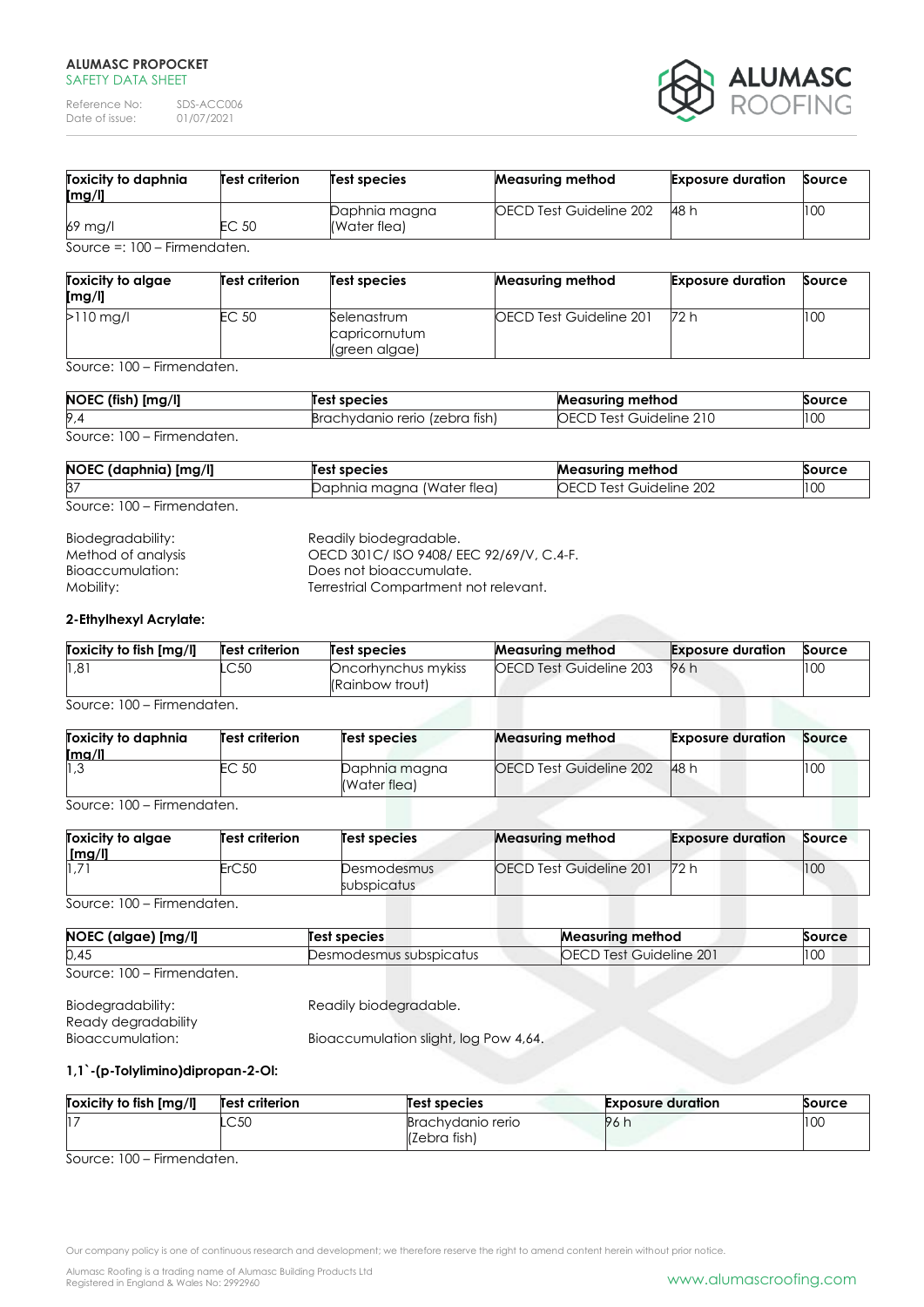| Toxicity to daphnia [mg/l] | Test criterion | Test species | Measuring method | Exposure duration | Source |
|---|---|---|---|---|---|
| 69 mg/l | EC 50 | Daphnia magna (Water flea) | OECD Test Guideline 202 | 48 h | 100 |

Source =: 100 – Firmendaten.

| Toxicity to algae [mg/l] | Test criterion | Test species | Measuring method | Exposure duration | Source |
|---|---|---|---|---|---|
| >110 mg/l | EC 50 | Selenastrum capricornutum (green algae) | OECD Test Guideline 201 | 72 h | 100 |

Source: 100 – Firmendaten.

| NOEC (fish) [mg/l] | Test species | Measuring method | Source |
|---|---|---|---|
| 9,4 | Brachydanio rerio (zebra fish) | OECD Test Guideline 210 | 100 |

Source: 100 – Firmendaten.

| NOEC (daphnia) [mg/l] | Test species | Measuring method | Source |
|---|---|---|---|
| 37 | Daphnia magna (Water flea) | OECD Test Guideline 202 | 100 |

Source: 100 – Firmendaten.

Biodegradability: Readily biodegradable.
Method of analysis OECD 301C/ ISO 9408/ EEC 92/69/V, C.4-F.
Bioaccumulation: Does not bioaccumulate.
Mobility: Terrestrial Compartment not relevant.

**2-Ethylhexyl Acrylate:**

| Toxicity to fish [mg/l] | Test criterion | Test species | Measuring method | Exposure duration | Source |
|---|---|---|---|---|---|
| 1,81 | LC50 | Oncorhynchus mykiss (Rainbow trout) | OECD Test Guideline 203 | 96 h | 100 |

Source: 100 – Firmendaten.

| Toxicity to daphnia [mg/l] | Test criterion | Test species | Measuring method | Exposure duration | Source |
|---|---|---|---|---|---|
| 1,3 | EC 50 | Daphnia magna (Water flea) | OECD Test Guideline 202 | 48 h | 100 |

Source: 100 – Firmendaten.

| Toxicity to algae [mg/l] | Test criterion | Test species | Measuring method | Exposure duration | Source |
|---|---|---|---|---|---|
| 1,71 | ErC50 | Desmodesmus subspicatus | OECD Test Guideline 201 | 72 h | 100 |

Source: 100 – Firmendaten.

| NOEC (algae) [mg/l] | Test species | Measuring method | Source |
|---|---|---|---|
| 0,45 | Desmodesmus subspicatus | OECD Test Guideline 201 | 100 |

Source: 100 – Firmendaten.

Biodegradability: Readily biodegradable.
Ready degradability
Bioaccumulation: Bioaccumulation slight, log Pow 4,64.

**1,1`-(p-Tolylimino)dipropan-2-Ol:**

| Toxicity to fish [mg/l] | Test criterion | Test species | Exposure duration | Source |
|---|---|---|---|---|
| 17 | LC50 | Brachydanio rerio (Zebra fish) | 96 h | 100 |

Source: 100 – Firmendaten.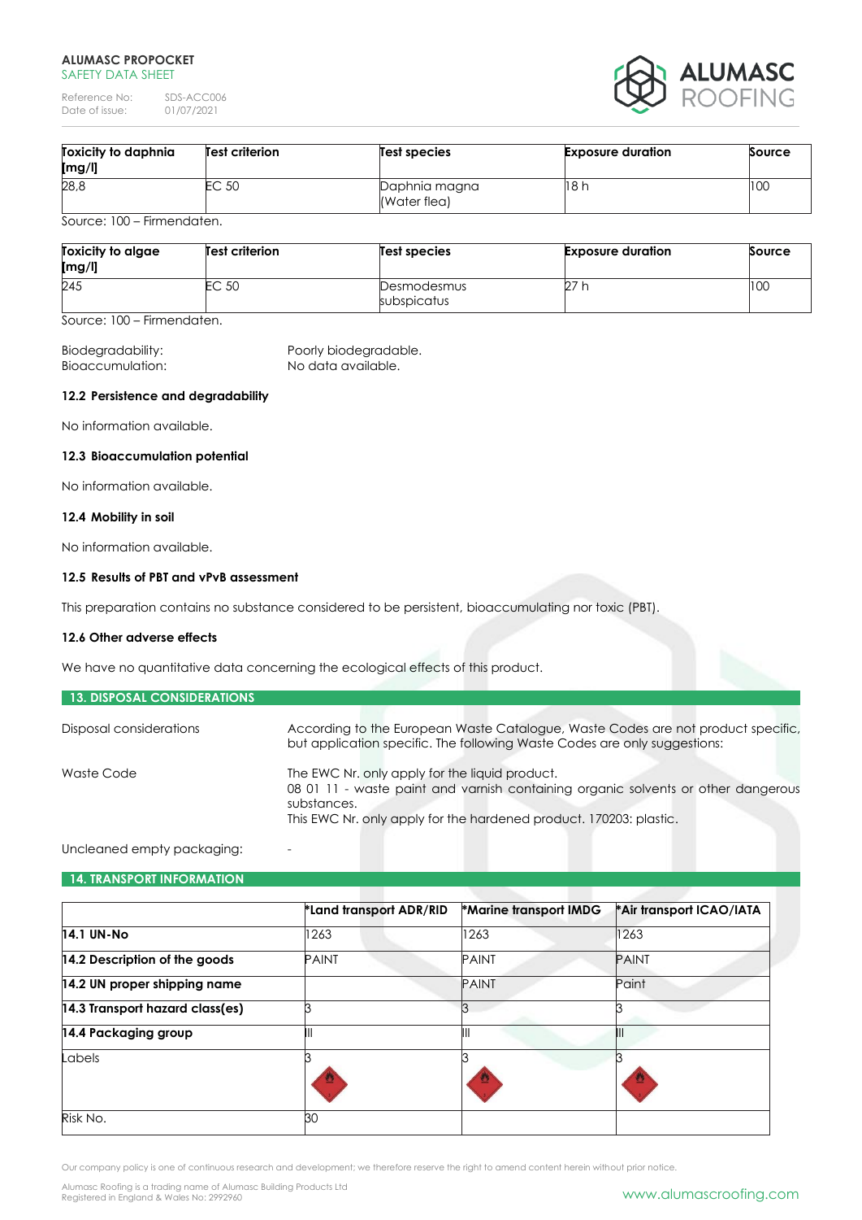| Toxicity to daphnia [mg/l] | Test criterion | Test species | Exposure duration | Source |
|---|---|---|---|---|
| 28,8 | EC 50 | Daphnia magna (Water flea) | 18 h | 100 |

Source: 100 – Firmendaten.

| Toxicity to algae [mg/l] | Test criterion | Test species | Exposure duration | Source |
|---|---|---|---|---|
| 245 | EC 50 | Desmodesmus subspicatus | 27 h | 100 |

Source: 100 – Firmendaten.

Biodegradability: Poorly biodegradable.
Bioaccumulation: No data available.

**12.2 Persistence and degradability**

No information available.

**12.3 Bioaccumulation potential**

No information available.

**12.4 Mobility in soil**

No information available.

**12.5 Results of PBT and vPvB assessment**

This preparation contains no substance considered to be persistent, bioaccumulating nor toxic (PBT).

**12.6 Other adverse effects**

We have no quantitative data concerning the ecological effects of this product.

## 13. DISPOSAL CONSIDERATIONS

Disposal considerations: According to the European Waste Catalogue, Waste Codes are not product specific, but application specific. The following Waste Codes are only suggestions:

Waste Code: The EWC Nr. only apply for the liquid product.
08 01 11 - waste paint and varnish containing organic solvents or other dangerous substances.
This EWC Nr. only apply for the hardened product. 170203: plastic.

Uncleaned empty packaging: -

## 14. TRANSPORT INFORMATION

| | *Land transport ADR/RID | *Marine transport IMDG | *Air transport ICAO/IATA |
|---|---|---|---|
| **14.1 UN-No** | 1263 | 1263 | 1263 |
| **14.2 Description of the goods** | PAINT | PAINT | PAINT |
| **14.2 UN proper shipping name** | | PAINT | Paint |
| **14.3 Transport hazard class(es)** | 3 | 3 | 3 |
| **14.4 Packaging group** | III | III | III |
| Labels | 3 | 3 | 3 |
| Risk No. | 30 | | |

Our company policy is one of continuous research and development; we therefore reserve the right to amend content herein without prior notice.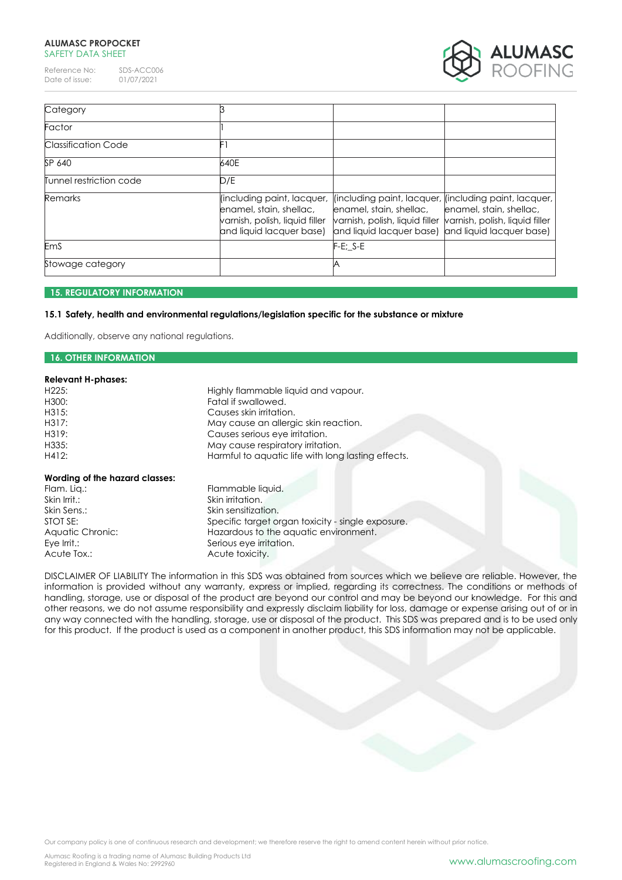| | | | |
|---|---|---|---|
| Category | 3 | | |
| Factor | 1 | | |
| Classification Code | F1 | | |
| SP 640 | 640E | | |
| Tunnel restriction code | D/E | | |
| Remarks | (including paint, lacquer, enamel, stain, shellac, varnish, polish, liquid filler and liquid lacquer base) | (including paint, lacquer, enamel, stain, shellac, varnish, polish, liquid filler and liquid lacquer base) | (including paint, lacquer, enamel, stain, shellac, varnish, polish, liquid filler and liquid lacquer base) |
| EmS | | F-E;_S-E | |
| Stowage category | | A | |

## 15. REGULATORY INFORMATION

**15.1 Safety, health and environmental regulations/legislation specific for the substance or mixture**

Additionally, observe any national regulations.

## 16. OTHER INFORMATION

**Relevant H-phases:**

H225: Highly flammable liquid and vapour.
H300: Fatal if swallowed.
H315: Causes skin irritation.
H317: May cause an allergic skin reaction.
H319: Causes serious eye irritation.
H335: May cause respiratory irritation.
H412: Harmful to aquatic life with long lasting effects.

**Wording of the hazard classes:**

Flam. Liq.: Flammable liquid.
Skin Irrit.: Skin irritation.
Skin Sens.: Skin sensitization.
STOT SE: Specific target organ toxicity - single exposure.
Aquatic Chronic: Hazardous to the aquatic environment.
Eye Irrit.: Serious eye irritation.
Acute Tox.: Acute toxicity.

DISCLAIMER OF LIABILITY The information in this SDS was obtained from sources which we believe are reliable. However, the information is provided without any warranty, express or implied, regarding its correctness. The conditions or methods of handling, storage, use or disposal of the product are beyond our control and may be beyond our knowledge. For this and other reasons, we do not assume responsibility and expressly disclaim liability for loss, damage or expense arising out of or in any way connected with the handling, storage, use or disposal of the product. This SDS was prepared and is to be used only for this product. If the product is used as a component in another product, this SDS information may not be applicable.